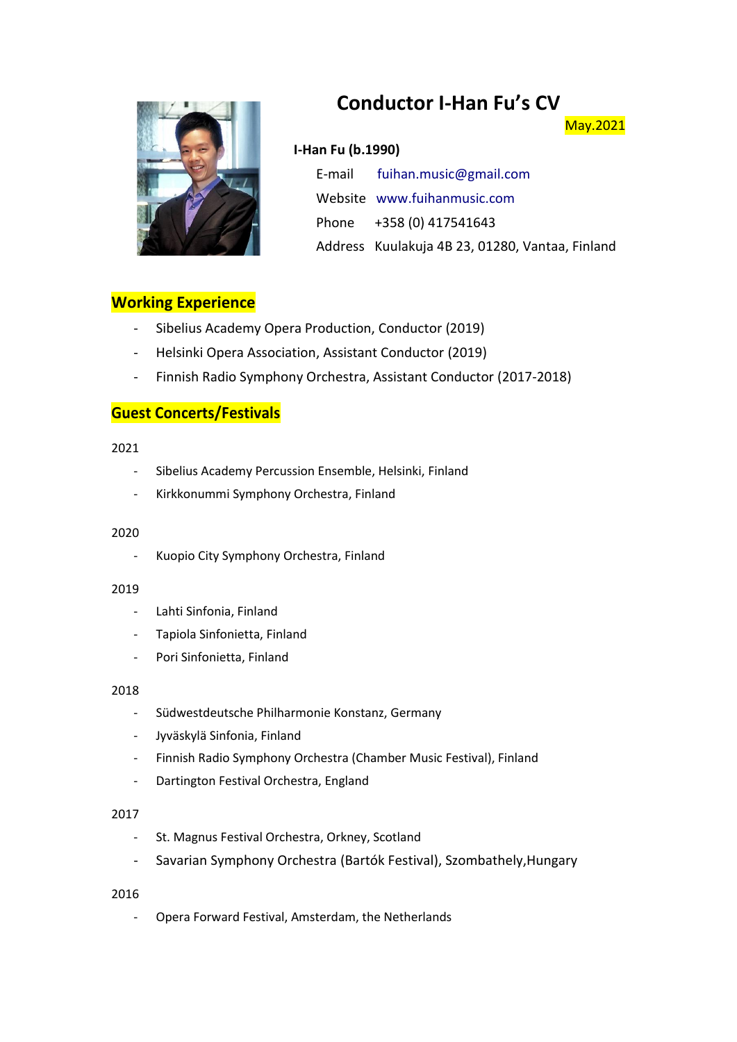# Conductor I-Han Fu's CV

May.2021

**I-Han Fu (b.1990)**

E-mail fuihan.music@gmail.com

Website www.fuihanmusic.com

Phone +358 (0) 417541643

Address Kuulakuja 4B 23, 01280, Vantaa, Finland

## Working Experience

- Sibelius Academy Opera Production, Conductor (2019)
- Helsinki Opera Association, Assistant Conductor (2019)
- Finnish Radio Symphony Orchestra, Assistant Conductor (2017-2018)

## Guest Concerts/Festivals

2021

- Sibelius Academy Percussion Ensemble, Helsinki, Finland
- Kirkkonummi Symphony Orchestra, Finland

2020

- Kuopio City Symphony Orchestra, Finland

2019

- Lahti Sinfonia, Finland
- Tapiola Sinfonietta, Finland
- Pori Sinfonietta, Finland

2018

- Südwestdeutsche Philharmonie Konstanz, Germany
- Jyväskylä Sinfonia, Finland
- Finnish Radio Symphony Orchestra (Chamber Music Festival), Finland
- Dartington Festival Orchestra, England

2017

- St. Magnus Festival Orchestra, Orkney, Scotland
- Savarian Symphony Orchestra (Bartók Festival), Szombathely,Hungary

2016

- Opera Forward Festival, Amsterdam, the Netherlands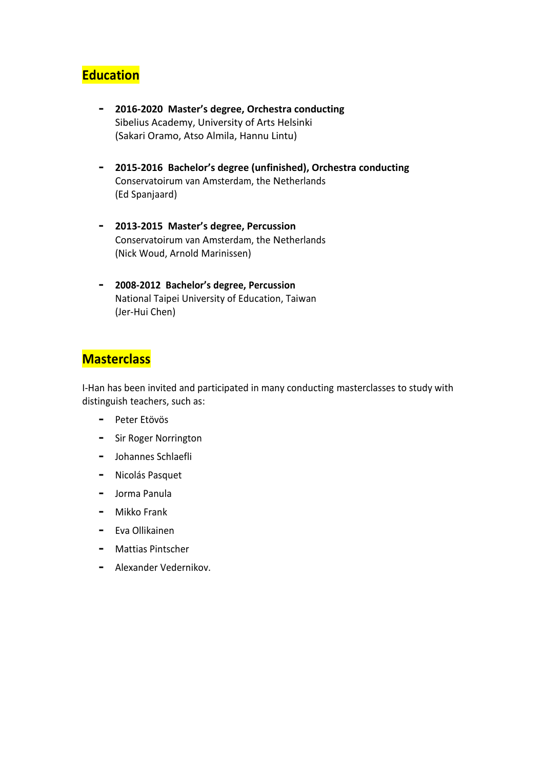## Education

- **2016-2020 Master's degree, Orchestra conducting**
  Sibelius Academy, University of Arts Helsinki
  (Sakari Oramo, Atso Almila, Hannu Lintu)

- **2015-2016 Bachelor's degree (unfinished), Orchestra conducting**
  Conservatoirum van Amsterdam, the Netherlands
  (Ed Spanjaard)

- **2013-2015 Master's degree, Percussion**
  Conservatoirum van Amsterdam, the Netherlands
  (Nick Woud, Arnold Marinissen)

- **2008-2012 Bachelor's degree, Percussion**
  National Taipei University of Education, Taiwan
  (Jer-Hui Chen)

## Masterclass

I-Han has been invited and participated in many conducting masterclasses to study with distinguish teachers, such as:

- Peter Etövös
- Sir Roger Norrington
- Johannes Schlaefli
- Nicolás Pasquet
- Jorma Panula
- Mikko Frank
- Eva Ollikainen
- Mattias Pintscher
- Alexander Vedernikov.